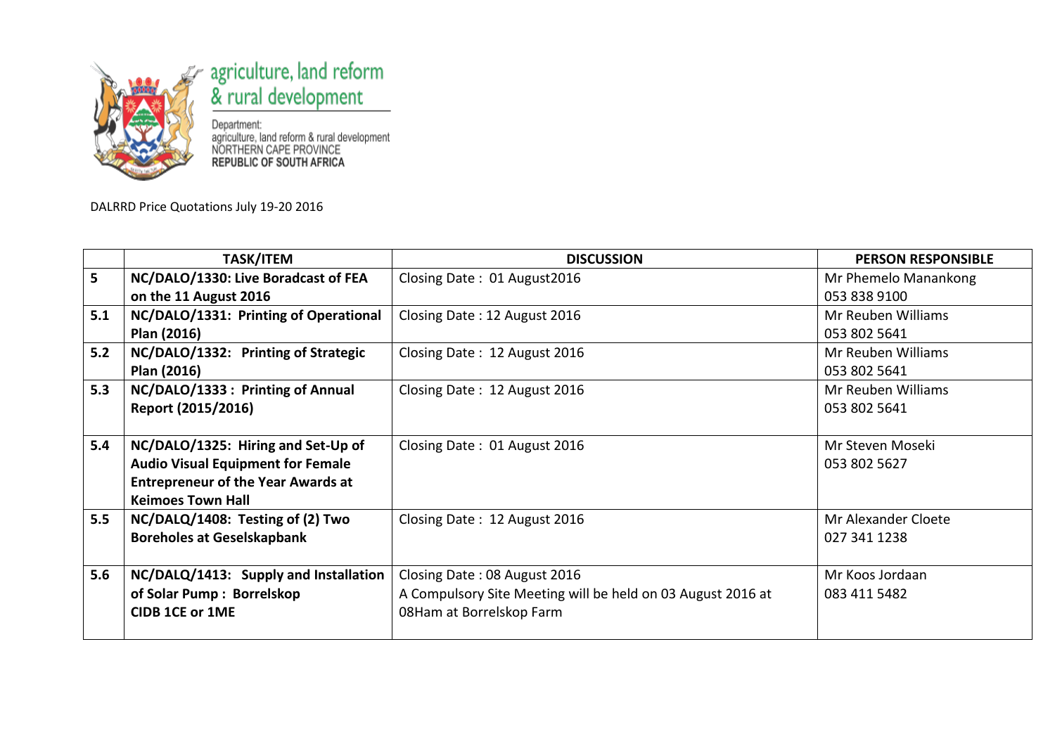agriculture, land reform & rural development

Department:
agriculture, land reform & rural development
NORTHERN CAPE PROVINCE
REPUBLIC OF SOUTH AFRICA

DALRRD Price Quotations July 19-20 2016

| | TASK/ITEM | DISCUSSION | PERSON RESPONSIBLE |
|---|---|---|---|
| 5 | **NC/DALO/1330: Live Boradcast of FEA on the 11 August 2016** | Closing Date : 01 August2016 | Mr Phemelo Manankong<br>053 838 9100 |
| 5.1 | **NC/DALO/1331: Printing of Operational Plan (2016)** | Closing Date : 12 August 2016 | Mr Reuben Williams<br>053 802 5641 |
| 5.2 | **NC/DALO/1332: Printing of Strategic Plan (2016)** | Closing Date : 12 August 2016 | Mr Reuben Williams<br>053 802 5641 |
| 5.3 | **NC/DALO/1333 : Printing of Annual Report (2015/2016)** | Closing Date : 12 August 2016 | Mr Reuben Williams<br>053 802 5641 |
| 5.4 | **NC/DALO/1325: Hiring and Set-Up of Audio Visual Equipment for Female Entrepreneur of the Year Awards at Keimoes Town Hall** | Closing Date : 01 August 2016 | Mr Steven Moseki<br>053 802 5627 |
| 5.5 | **NC/DALQ/1408: Testing of (2) Two Boreholes at Geselskapbank** | Closing Date : 12 August 2016 | Mr Alexander Cloete<br>027 341 1238 |
| 5.6 | **NC/DALQ/1413: Supply and Installation of Solar Pump : Borrelskop CIDB 1CE or 1ME** | Closing Date : 08 August 2016<br>A Compulsory Site Meeting will be held on 03 August 2016 at 08Ham at Borrelskop Farm | Mr Koos Jordaan<br>083 411 5482 |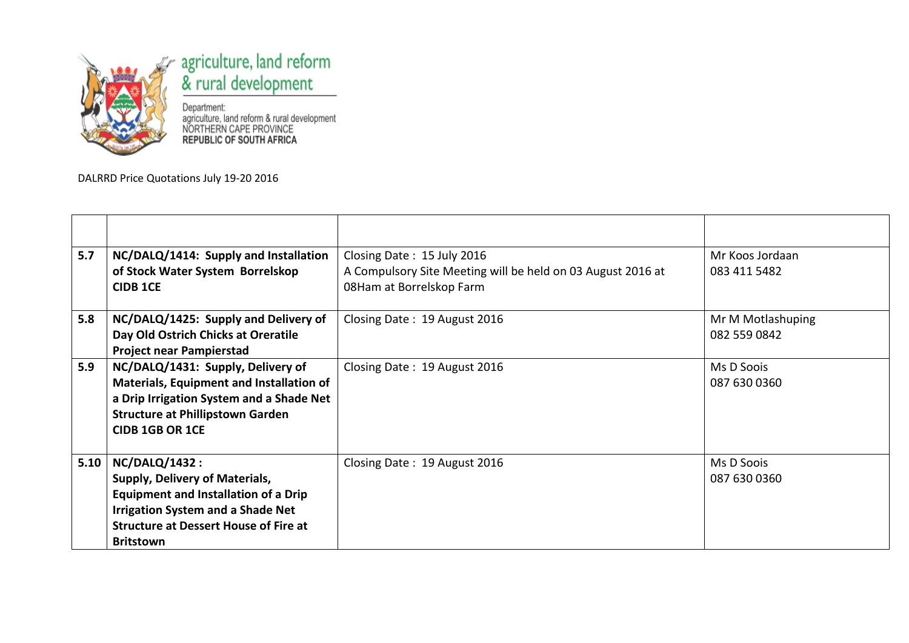agriculture, land reform & rural development

Department:
agriculture, land reform & rural development
NORTHERN CAPE PROVINCE
REPUBLIC OF SOUTH AFRICA

DALRRD Price Quotations July 19-20 2016

| | | | |
|---|---|---|---|
| **5.7** | **NC/DALQ/1414: Supply and Installation of Stock Water System Borrelskop CIDB 1CE** | Closing Date : 15 July 2016<br>A Compulsory Site Meeting will be held on 03 August 2016 at 08Ham at Borrelskop Farm | Mr Koos Jordaan<br>083 411 5482 |
| **5.8** | **NC/DALQ/1425: Supply and Delivery of Day Old Ostrich Chicks at Oreratile Project near Pampierstad** | Closing Date : 19 August 2016 | Mr M Motlashuping<br>082 559 0842 |
| **5.9** | **NC/DALQ/1431: Supply, Delivery of Materials, Equipment and Installation of a Drip Irrigation System and a Shade Net Structure at Phillipstown Garden CIDB 1GB OR 1CE** | Closing Date : 19 August 2016 | Ms D Soois<br>087 630 0360 |
| **5.10** | **NC/DALQ/1432 : Supply, Delivery of Materials, Equipment and Installation of a Drip Irrigation System and a Shade Net Structure at Dessert House of Fire at Britstown** | Closing Date : 19 August 2016 | Ms D Soois<br>087 630 0360 |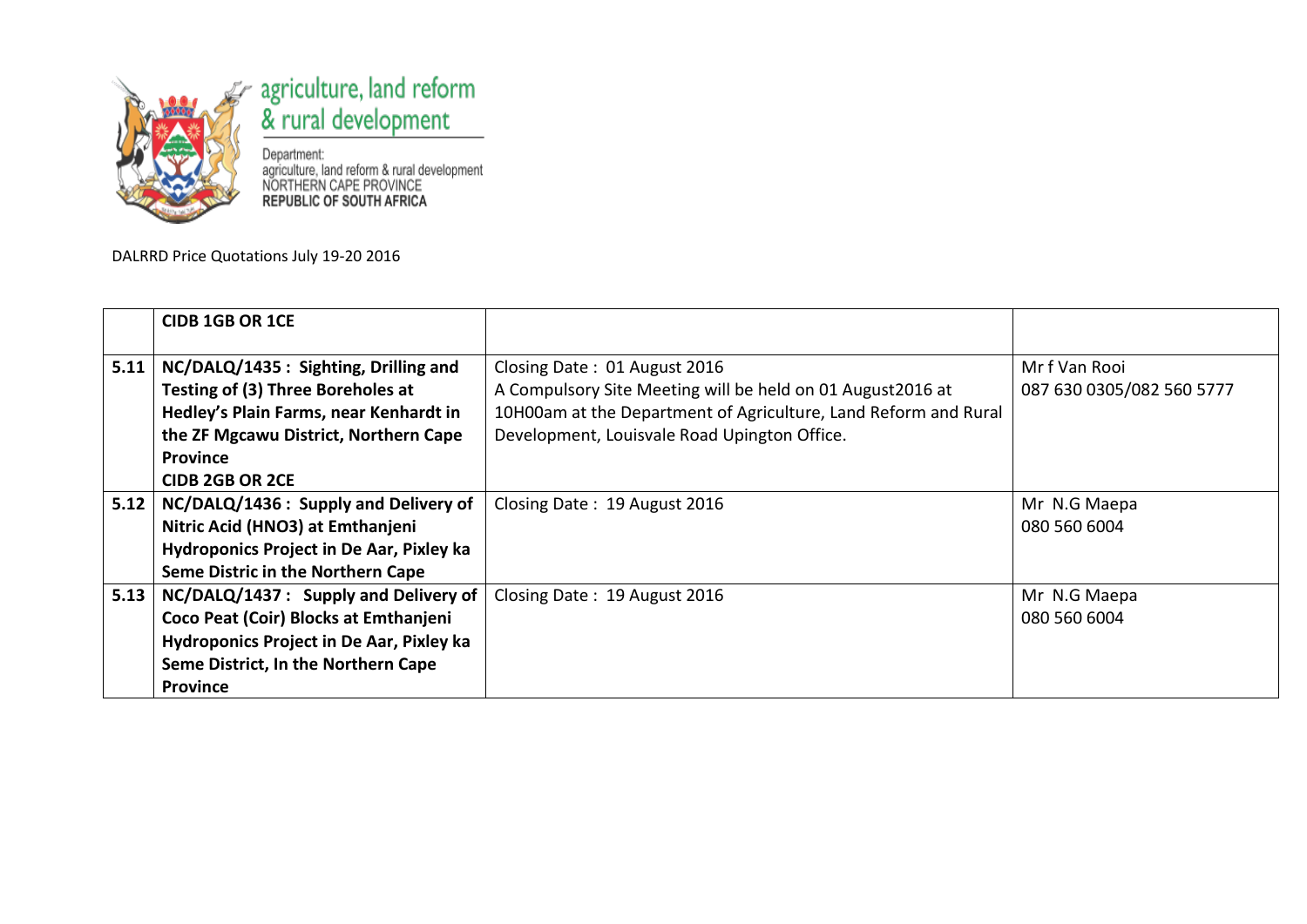agriculture, land reform & rural development

Department:
agriculture, land reform & rural development
NORTHERN CAPE PROVINCE
REPUBLIC OF SOUTH AFRICA

DALRRD Price Quotations July 19-20 2016

| | | | |
|---|---|---|---|
| | **CIDB 1GB OR 1CE** | | |
| **5.11** | **NC/DALQ/1435 : Sighting, Drilling and Testing of (3) Three Boreholes at Hedley's Plain Farms, near Kenhardt in the ZF Mgcawu District, Northern Cape Province**<br>**CIDB 2GB OR 2CE** | Closing Date : 01 August 2016<br>A Compulsory Site Meeting will be held on 01 August2016 at 10H00am at the Department of Agriculture, Land Reform and Rural Development, Louisvale Road Upington Office. | Mr f Van Rooi<br>087 630 0305/082 560 5777 |
| **5.12** | **NC/DALQ/1436 : Supply and Delivery of Nitric Acid (HNO3) at Emthanjeni Hydroponics Project in De Aar, Pixley ka Seme Distric in the Northern Cape** | Closing Date : 19 August 2016 | Mr N.G Maepa<br>080 560 6004 |
| **5.13** | **NC/DALQ/1437 : Supply and Delivery of Coco Peat (Coir) Blocks at Emthanjeni Hydroponics Project in De Aar, Pixley ka Seme District, In the Northern Cape Province** | Closing Date : 19 August 2016 | Mr N.G Maepa<br>080 560 6004 |